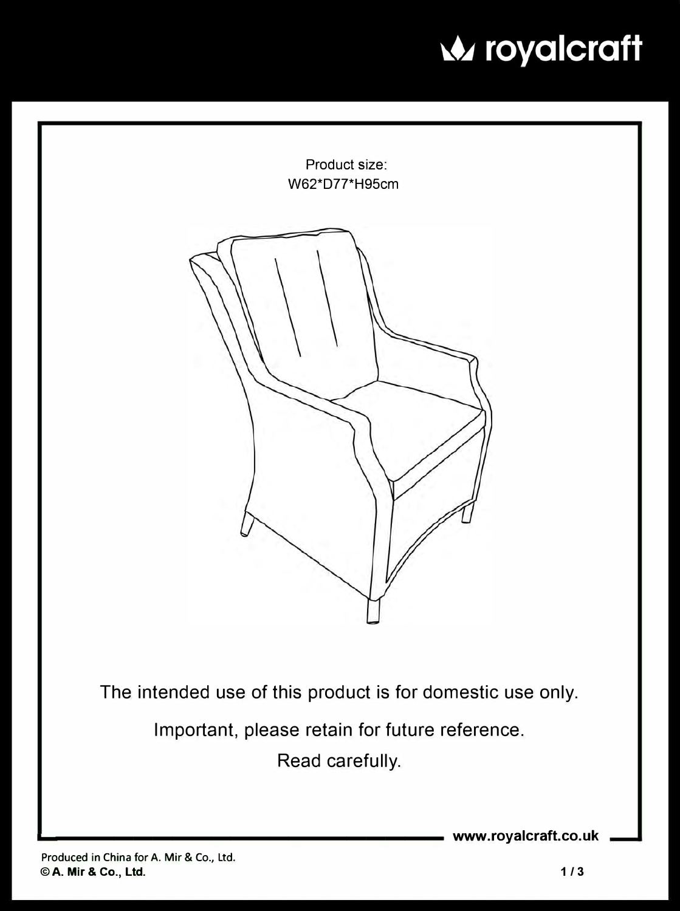royalcraft

Product size:
W62*D77*H95cm

The intended use of this product is for domestic use only.

Important, please retain for future reference.

Read carefully.

www.royalcraft.co.uk

Produced in China for A. Mir & Co., Ltd.
**© A. Mir & Co., Ltd.**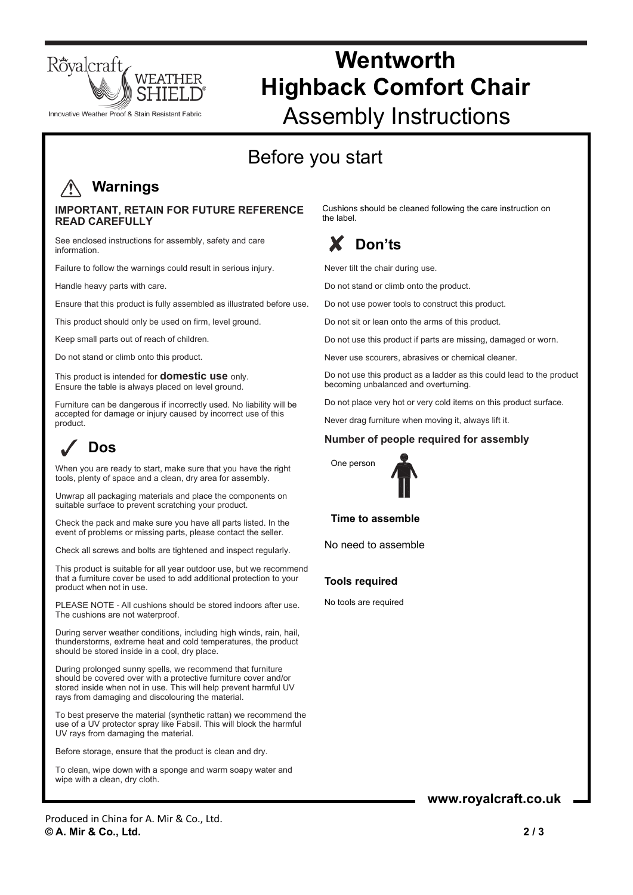Royalcraft WEATHER SHIELD®

Innovative Weather Proof & Stain Resistant Fabric

# Wentworth Highback Comfort Chair

# Assembly Instructions

## Before you start

### ⚠ Warnings

**IMPORTANT, RETAIN FOR FUTURE REFERENCE READ CAREFULLY**

See enclosed instructions for assembly, safety and care information.

Failure to follow the warnings could result in serious injury.

Handle heavy parts with care.

Ensure that this product is fully assembled as illustrated before use.

This product should only be used on firm, level ground.

Keep small parts out of reach of children.

Do not stand or climb onto this product.

This product is intended for **domestic use** only.
Ensure the table is always placed on level ground.

Furniture can be dangerous if incorrectly used. No liability will be accepted for damage or injury caused by incorrect use of this product.

### ✓ Dos

When you are ready to start, make sure that you have the right tools, plenty of space and a clean, dry area for assembly.

Unwrap all packaging materials and place the components on suitable surface to prevent scratching your product.

Check the pack and make sure you have all parts listed. In the event of problems or missing parts, please contact the seller.

Check all screws and bolts are tightened and inspect regularly.

This product is suitable for all year outdoor use, but we recommend that a furniture cover be used to add additional protection to your product when not in use.

PLEASE NOTE - All cushions should be stored indoors after use. The cushions are not waterproof.

During server weather conditions, including high winds, rain, hail, thunderstorms, extreme heat and cold temperatures, the product should be stored inside in a cool, dry place.

During prolonged sunny spells, we recommend that furniture should be covered over with a protective furniture cover and/or stored inside when not in use. This will help prevent harmful UV rays from damaging and discolouring the material.

To best preserve the material (synthetic rattan) we recommend the use of a UV protector spray like Fabsil. This will block the harmful UV rays from damaging the material.

Before storage, ensure that the product is clean and dry.

To clean, wipe down with a sponge and warm soapy water and wipe with a clean, dry cloth.

Cushions should be cleaned following the care instruction on the label.

### ✗ Don'ts

Never tilt the chair during use.

Do not stand or climb onto the product.

Do not use power tools to construct this product.

Do not sit or lean onto the arms of this product.

Do not use this product if parts are missing, damaged or worn.

Never use scourers, abrasives or chemical cleaner.

Do not use this product as a ladder as this could lead to the product becoming unbalanced and overturning.

Do not place very hot or very cold items on this product surface.

Never drag furniture when moving it, always lift it.

**Number of people required for assembly**

One person

**Time to assemble**

No need to assemble

**Tools required**

No tools are required

**www.royalcraft.co.uk**

Produced in China for A. Mir & Co., Ltd.
**© A. Mir & Co., Ltd.**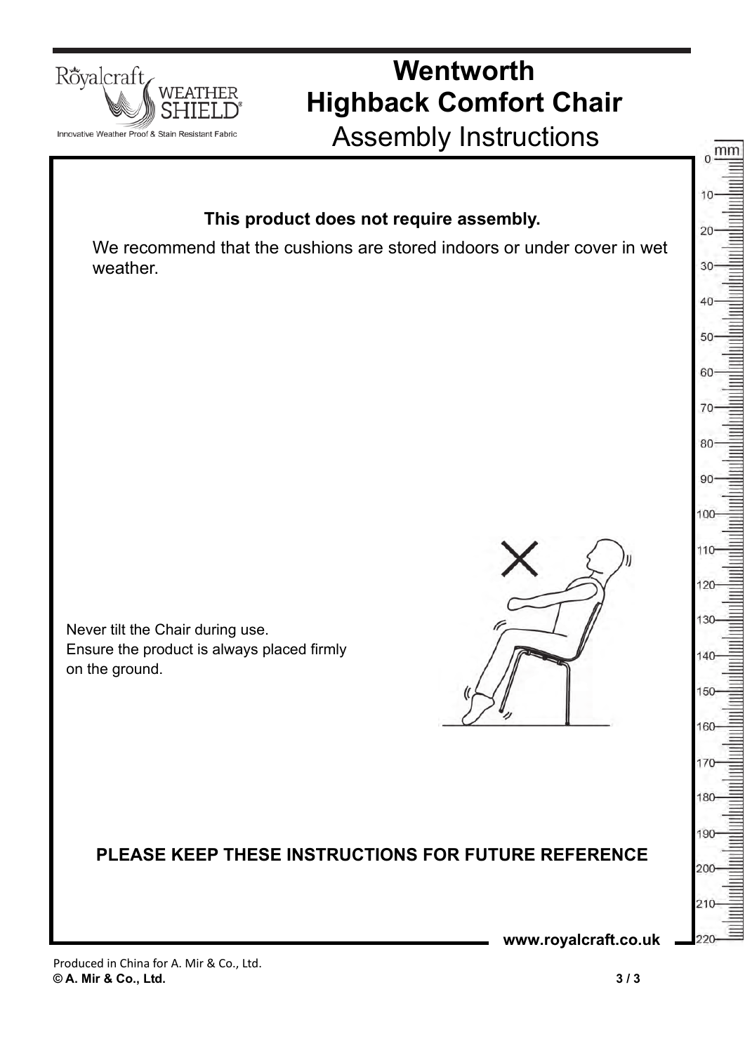Rŏyalcraft WEATHER SHIELD®

Innovative Weather Proof & Stain Resistant Fabric

# Wentworth Highback Comfort Chair

## Assembly Instructions

**This product does not require assembly.**

We recommend that the cushions are stored indoors or under cover in wet weather.

Never tilt the Chair during use.
Ensure the product is always placed firmly on the ground.

**PLEASE KEEP THESE INSTRUCTIONS FOR FUTURE REFERENCE**

**www.royalcraft.co.uk**

Produced in China for A. Mir & Co., Ltd.
**© A. Mir & Co., Ltd.**